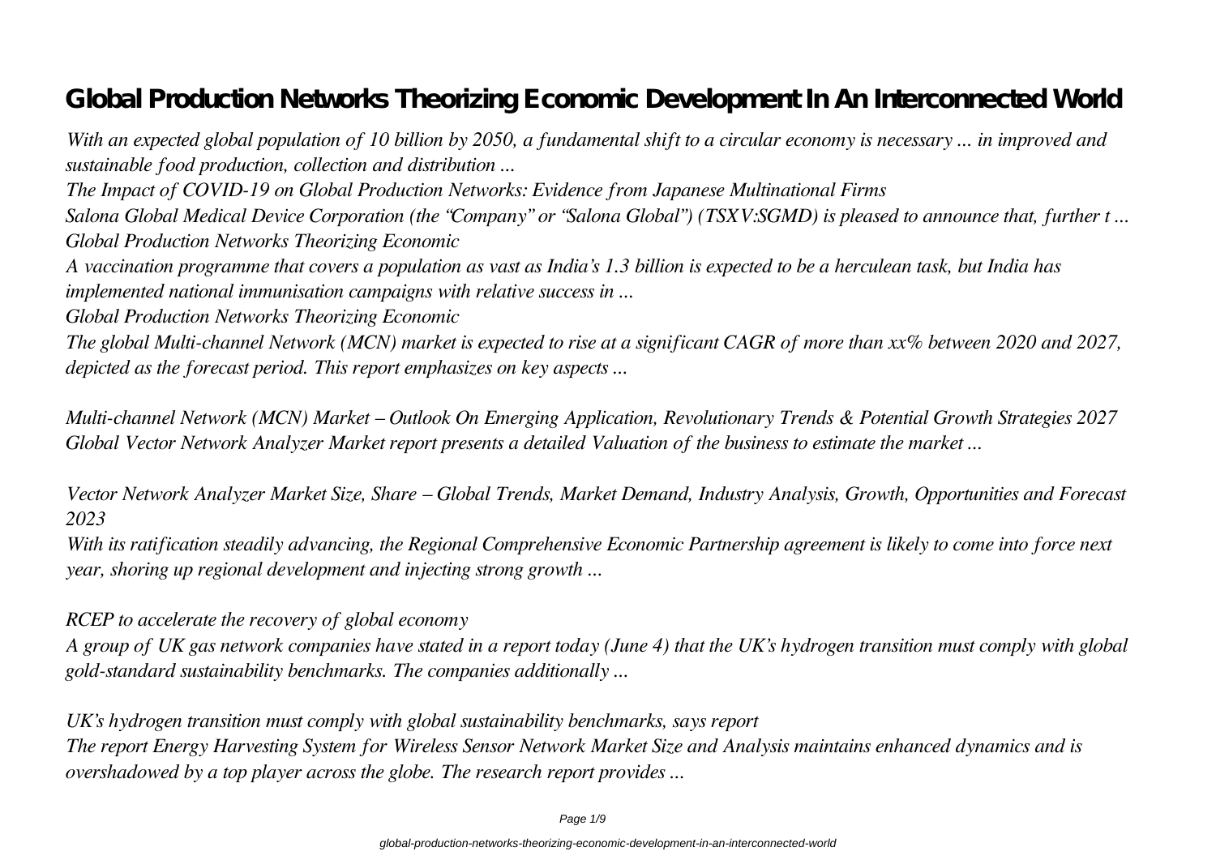# Global Production Networks Theorizing Economic Development In An Interconnected World

*With an expected global population of 10 billion by 2050, a fundamental shift to a circular economy is necessary ... in improved and sustainable food production, collection and distribution ...*

*The Impact of COVID-19 on Global Production Networks: Evidence from Japanese Multinational Firms*

*Salona Global Medical Device Corporation (the "Company" or "Salona Global") (TSXV:SGMD) is pleased to announce that, further t ...*

*Global Production Networks Theorizing Economic*

*A vaccination programme that covers a population as vast as India's 1.3 billion is expected to be a herculean task, but India has implemented national immunisation campaigns with relative success in ...*

*Global Production Networks Theorizing Economic*

*The global Multi-channel Network (MCN) market is expected to rise at a significant CAGR of more than xx% between 2020 and 2027, depicted as the forecast period. This report emphasizes on key aspects ...*

*Multi-channel Network (MCN) Market – Outlook On Emerging Application, Revolutionary Trends & Potential Growth Strategies 2027*

*Global Vector Network Analyzer Market report presents a detailed Valuation of the business to estimate the market ...*

*Vector Network Analyzer Market Size, Share – Global Trends, Market Demand, Industry Analysis, Growth, Opportunities and Forecast 2023*

*With its ratification steadily advancing, the Regional Comprehensive Economic Partnership agreement is likely to come into force next year, shoring up regional development and injecting strong growth ...*

*RCEP to accelerate the recovery of global economy*

*A group of UK gas network companies have stated in a report today (June 4) that the UK's hydrogen transition must comply with global gold-standard sustainability benchmarks. The companies additionally ...*

*UK's hydrogen transition must comply with global sustainability benchmarks, says report*

*The report Energy Harvesting System for Wireless Sensor Network Market Size and Analysis maintains enhanced dynamics and is overshadowed by a top player across the globe. The research report provides ...*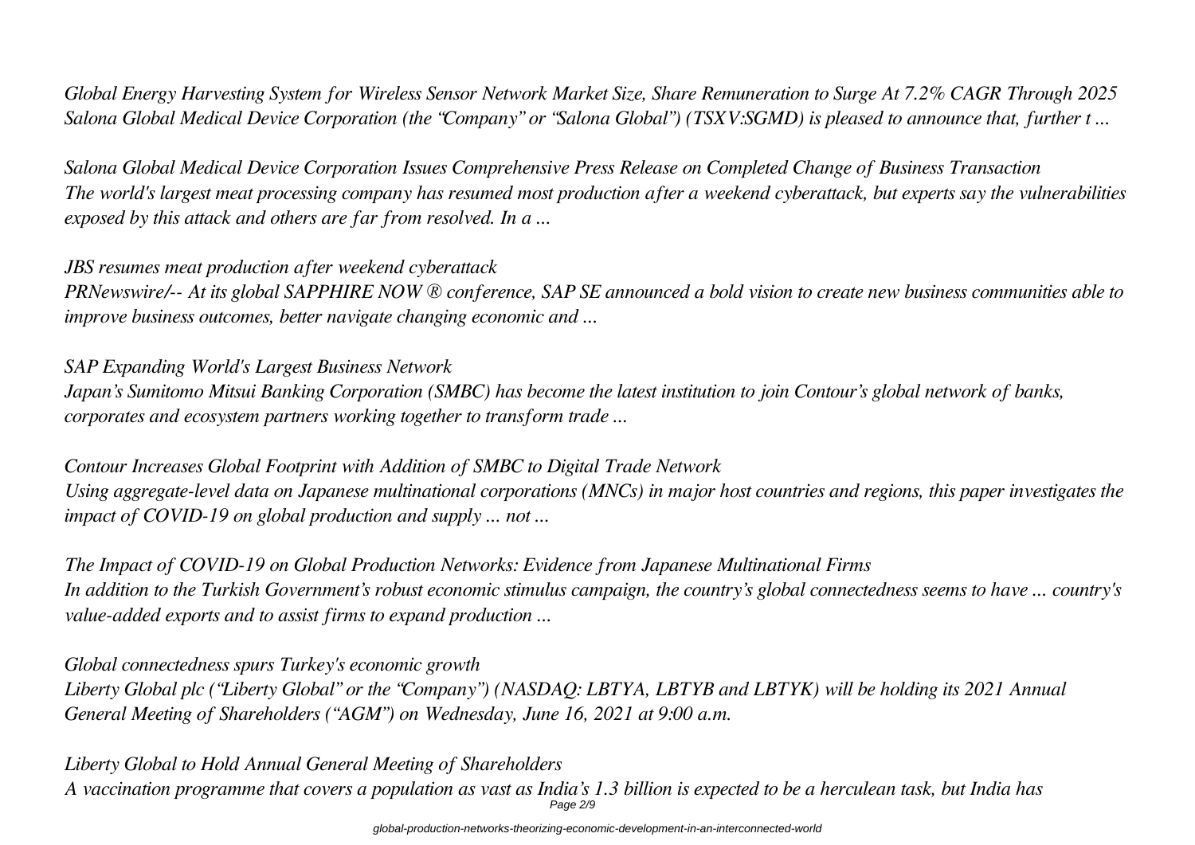*Global Energy Harvesting System for Wireless Sensor Network Market Size, Share Remuneration to Surge At 7.2% CAGR Through 2025*
*Salona Global Medical Device Corporation (the "Company" or "Salona Global") (TSXV:SGMD) is pleased to announce that, further t ...*

*Salona Global Medical Device Corporation Issues Comprehensive Press Release on Completed Change of Business Transaction*
*The world's largest meat processing company has resumed most production after a weekend cyberattack, but experts say the vulnerabilities exposed by this attack and others are far from resolved. In a ...*

*JBS resumes meat production after weekend cyberattack*
*PRNewswire/-- At its global SAPPHIRE NOW ® conference, SAP SE announced a bold vision to create new business communities able to improve business outcomes, better navigate changing economic and ...*

*SAP Expanding World's Largest Business Network*
*Japan's Sumitomo Mitsui Banking Corporation (SMBC) has become the latest institution to join Contour's global network of banks, corporates and ecosystem partners working together to transform trade ...*

*Contour Increases Global Footprint with Addition of SMBC to Digital Trade Network*
*Using aggregate-level data on Japanese multinational corporations (MNCs) in major host countries and regions, this paper investigates the impact of COVID-19 on global production and supply ... not ...*

*The Impact of COVID-19 on Global Production Networks: Evidence from Japanese Multinational Firms*
*In addition to the Turkish Government's robust economic stimulus campaign, the country's global connectedness seems to have ... country's value-added exports and to assist firms to expand production ...*

*Global connectedness spurs Turkey's economic growth*
*Liberty Global plc ("Liberty Global" or the "Company") (NASDAQ: LBTYA, LBTYB and LBTYK) will be holding its 2021 Annual General Meeting of Shareholders ("AGM") on Wednesday, June 16, 2021 at 9:00 a.m.*

*Liberty Global to Hold Annual General Meeting of Shareholders*
*A vaccination programme that covers a population as vast as India's 1.3 billion is expected to be a herculean task, but India has*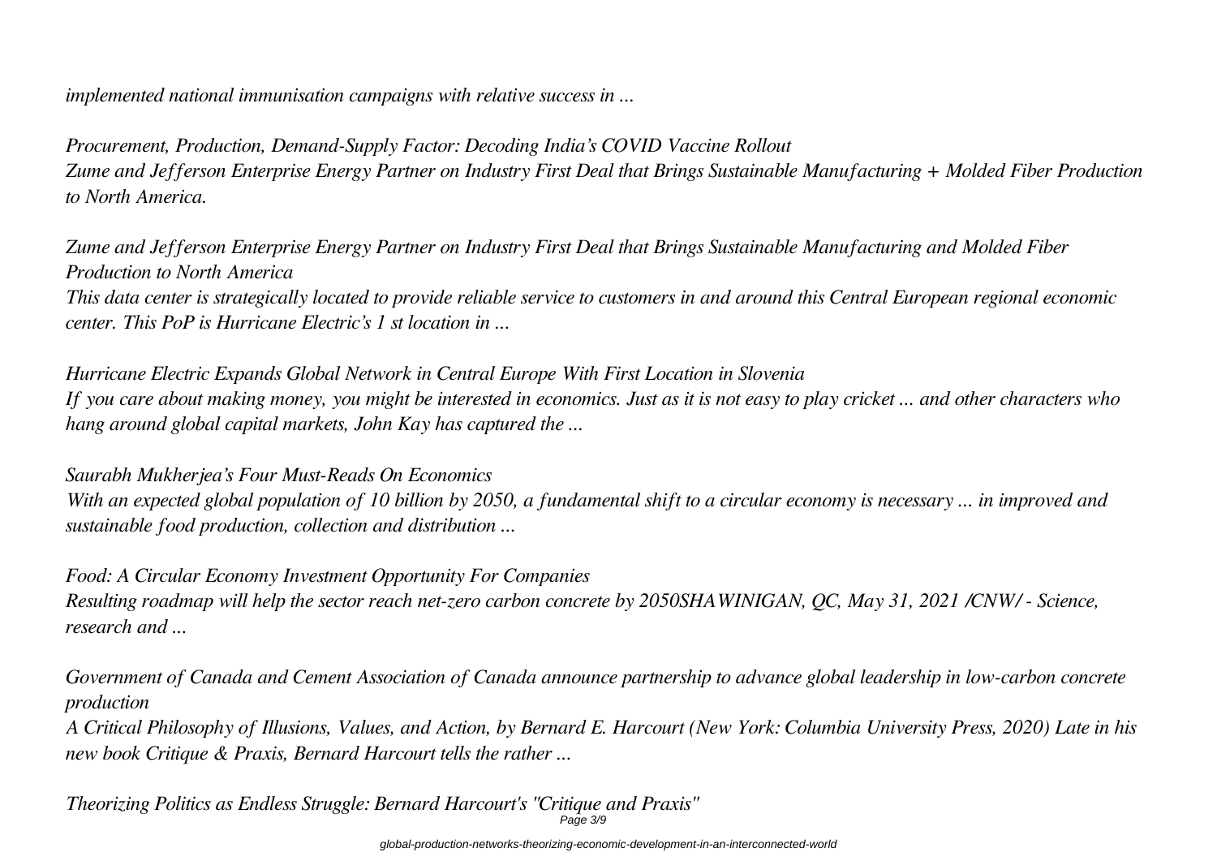*implemented national immunisation campaigns with relative success in ...*

*Procurement, Production, Demand-Supply Factor: Decoding India's COVID Vaccine Rollout*
*Zume and Jefferson Enterprise Energy Partner on Industry First Deal that Brings Sustainable Manufacturing + Molded Fiber Production to North America.*

*Zume and Jefferson Enterprise Energy Partner on Industry First Deal that Brings Sustainable Manufacturing and Molded Fiber Production to North America*
*This data center is strategically located to provide reliable service to customers in and around this Central European regional economic center. This PoP is Hurricane Electric's 1 st location in ...*

*Hurricane Electric Expands Global Network in Central Europe With First Location in Slovenia*
*If you care about making money, you might be interested in economics. Just as it is not easy to play cricket ... and other characters who hang around global capital markets, John Kay has captured the ...*

*Saurabh Mukherjea's Four Must-Reads On Economics*
*With an expected global population of 10 billion by 2050, a fundamental shift to a circular economy is necessary ... in improved and sustainable food production, collection and distribution ...*

*Food: A Circular Economy Investment Opportunity For Companies*
*Resulting roadmap will help the sector reach net-zero carbon concrete by 2050SHAWINIGAN, QC, May 31, 2021 /CNW/ - Science, research and ...*

*Government of Canada and Cement Association of Canada announce partnership to advance global leadership in low-carbon concrete production*
*A Critical Philosophy of Illusions, Values, and Action, by Bernard E. Harcourt (New York: Columbia University Press, 2020) Late in his new book Critique & Praxis, Bernard Harcourt tells the rather ...*

*Theorizing Politics as Endless Struggle: Bernard Harcourt's "Critique and Praxis"*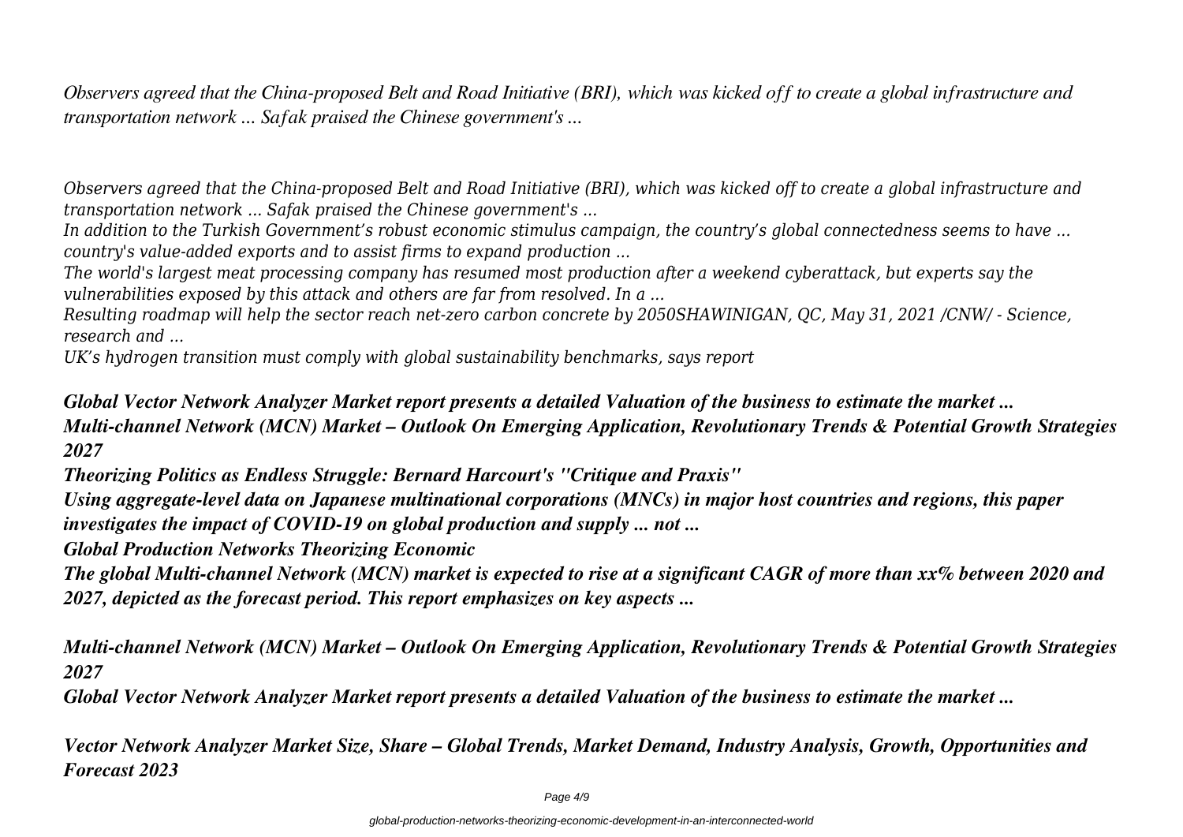*Observers agreed that the China-proposed Belt and Road Initiative (BRI), which was kicked off to create a global infrastructure and transportation network ... Safak praised the Chinese government's ...*

*Observers agreed that the China-proposed Belt and Road Initiative (BRI), which was kicked off to create a global infrastructure and transportation network ... Safak praised the Chinese government's ...*
*In addition to the Turkish Government's robust economic stimulus campaign, the country's global connectedness seems to have ... country's value-added exports and to assist firms to expand production ...*
*The world's largest meat processing company has resumed most production after a weekend cyberattack, but experts say the vulnerabilities exposed by this attack and others are far from resolved. In a ...*
*Resulting roadmap will help the sector reach net-zero carbon concrete by 2050SHAWINIGAN, QC, May 31, 2021 /CNW/ - Science, research and ...*
*UK's hydrogen transition must comply with global sustainability benchmarks, says report*

***Global Vector Network Analyzer Market report presents a detailed Valuation of the business to estimate the market ...***
***Multi-channel Network (MCN) Market – Outlook On Emerging Application, Revolutionary Trends & Potential Growth Strategies 2027***
***Theorizing Politics as Endless Struggle: Bernard Harcourt's "Critique and Praxis"***
***Using aggregate-level data on Japanese multinational corporations (MNCs) in major host countries and regions, this paper investigates the impact of COVID-19 on global production and supply ... not ...***
***Global Production Networks Theorizing Economic***
***The global Multi-channel Network (MCN) market is expected to rise at a significant CAGR of more than xx% between 2020 and 2027, depicted as the forecast period. This report emphasizes on key aspects ...***

***Multi-channel Network (MCN) Market – Outlook On Emerging Application, Revolutionary Trends & Potential Growth Strategies 2027***
***Global Vector Network Analyzer Market report presents a detailed Valuation of the business to estimate the market ...***

***Vector Network Analyzer Market Size, Share – Global Trends, Market Demand, Industry Analysis, Growth, Opportunities and Forecast 2023***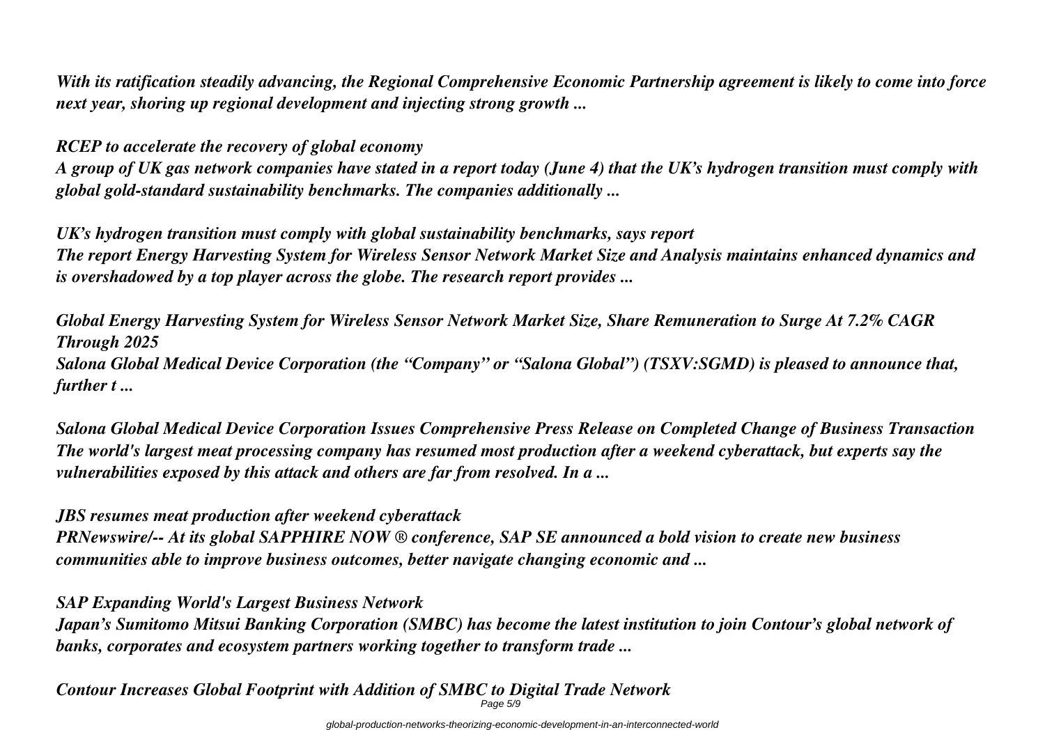*With its ratification steadily advancing, the Regional Comprehensive Economic Partnership agreement is likely to come into force next year, shoring up regional development and injecting strong growth ...*

***RCEP to accelerate the recovery of global economy***

*A group of UK gas network companies have stated in a report today (June 4) that the UK's hydrogen transition must comply with global gold-standard sustainability benchmarks. The companies additionally ...*

***UK's hydrogen transition must comply with global sustainability benchmarks, says report***

*The report Energy Harvesting System for Wireless Sensor Network Market Size and Analysis maintains enhanced dynamics and is overshadowed by a top player across the globe. The research report provides ...*

***Global Energy Harvesting System for Wireless Sensor Network Market Size, Share Remuneration to Surge At 7.2% CAGR Through 2025***

*Salona Global Medical Device Corporation (the "Company" or "Salona Global") (TSXV:SGMD) is pleased to announce that, further t ...*

***Salona Global Medical Device Corporation Issues Comprehensive Press Release on Completed Change of Business Transaction***

*The world's largest meat processing company has resumed most production after a weekend cyberattack, but experts say the vulnerabilities exposed by this attack and others are far from resolved. In a ...*

***JBS resumes meat production after weekend cyberattack***

*PRNewswire/-- At its global SAPPHIRE NOW ® conference, SAP SE announced a bold vision to create new business communities able to improve business outcomes, better navigate changing economic and ...*

***SAP Expanding World's Largest Business Network***

*Japan's Sumitomo Mitsui Banking Corporation (SMBC) has become the latest institution to join Contour's global network of banks, corporates and ecosystem partners working together to transform trade ...*

***Contour Increases Global Footprint with Addition of SMBC to Digital Trade Network***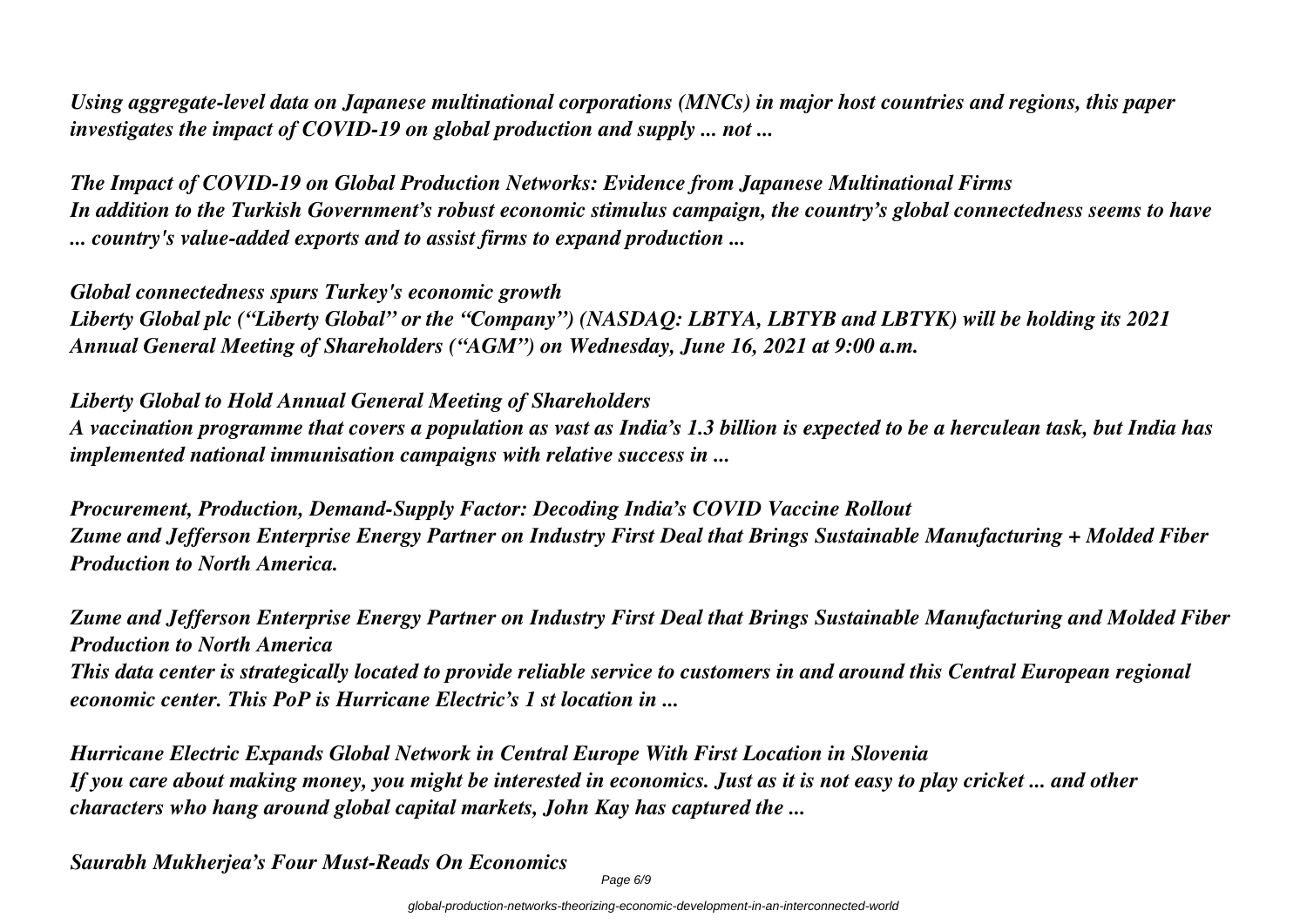*Using aggregate-level data on Japanese multinational corporations (MNCs) in major host countries and regions, this paper investigates the impact of COVID-19 on global production and supply ... not ...*

*The Impact of COVID-19 on Global Production Networks: Evidence from Japanese Multinational Firms*
*In addition to the Turkish Government's robust economic stimulus campaign, the country's global connectedness seems to have ... country's value-added exports and to assist firms to expand production ...*

*Global connectedness spurs Turkey's economic growth*
*Liberty Global plc ("Liberty Global" or the "Company") (NASDAQ: LBTYA, LBTYB and LBTYK) will be holding its 2021 Annual General Meeting of Shareholders ("AGM") on Wednesday, June 16, 2021 at 9:00 a.m.*

*Liberty Global to Hold Annual General Meeting of Shareholders*
*A vaccination programme that covers a population as vast as India's 1.3 billion is expected to be a herculean task, but India has implemented national immunisation campaigns with relative success in ...*

*Procurement, Production, Demand-Supply Factor: Decoding India's COVID Vaccine Rollout*
*Zume and Jefferson Enterprise Energy Partner on Industry First Deal that Brings Sustainable Manufacturing + Molded Fiber Production to North America.*

*Zume and Jefferson Enterprise Energy Partner on Industry First Deal that Brings Sustainable Manufacturing and Molded Fiber Production to North America*
*This data center is strategically located to provide reliable service to customers in and around this Central European regional economic center. This PoP is Hurricane Electric's 1 st location in ...*

*Hurricane Electric Expands Global Network in Central Europe With First Location in Slovenia*
*If you care about making money, you might be interested in economics. Just as it is not easy to play cricket ... and other characters who hang around global capital markets, John Kay has captured the ...*

*Saurabh Mukherjea's Four Must-Reads On Economics*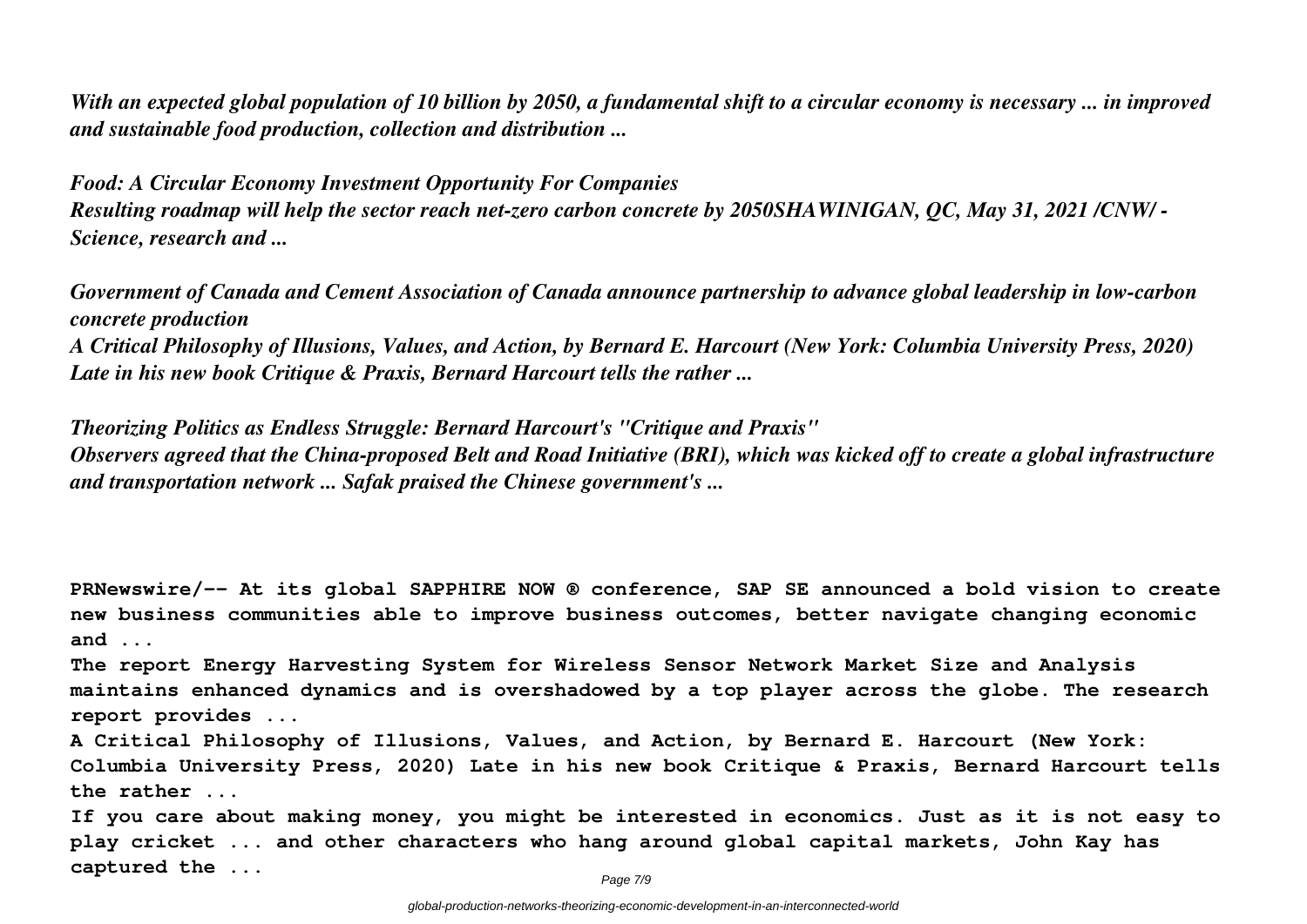*With an expected global population of 10 billion by 2050, a fundamental shift to a circular economy is necessary ... in improved and sustainable food production, collection and distribution ...*

*Food: A Circular Economy Investment Opportunity For Companies*
*Resulting roadmap will help the sector reach net-zero carbon concrete by 2050SHAWINIGAN, QC, May 31, 2021 /CNW/ - Science, research and ...*

*Government of Canada and Cement Association of Canada announce partnership to advance global leadership in low-carbon concrete production*
*A Critical Philosophy of Illusions, Values, and Action, by Bernard E. Harcourt (New York: Columbia University Press, 2020) Late in his new book Critique & Praxis, Bernard Harcourt tells the rather ...*

*Theorizing Politics as Endless Struggle: Bernard Harcourt's "Critique and Praxis"*
*Observers agreed that the China-proposed Belt and Road Initiative (BRI), which was kicked off to create a global infrastructure and transportation network ... Safak praised the Chinese government's ...*

**PRNewswire/-- At its global SAPPHIRE NOW ® conference, SAP SE announced a bold vision to create new business communities able to improve business outcomes, better navigate changing economic and ...**
**The report Energy Harvesting System for Wireless Sensor Network Market Size and Analysis maintains enhanced dynamics and is overshadowed by a top player across the globe. The research report provides ...**
**A Critical Philosophy of Illusions, Values, and Action, by Bernard E. Harcourt (New York: Columbia University Press, 2020) Late in his new book Critique & Praxis, Bernard Harcourt tells the rather ...**
**If you care about making money, you might be interested in economics. Just as it is not easy to play cricket ... and other characters who hang around global capital markets, John Kay has captured the ...**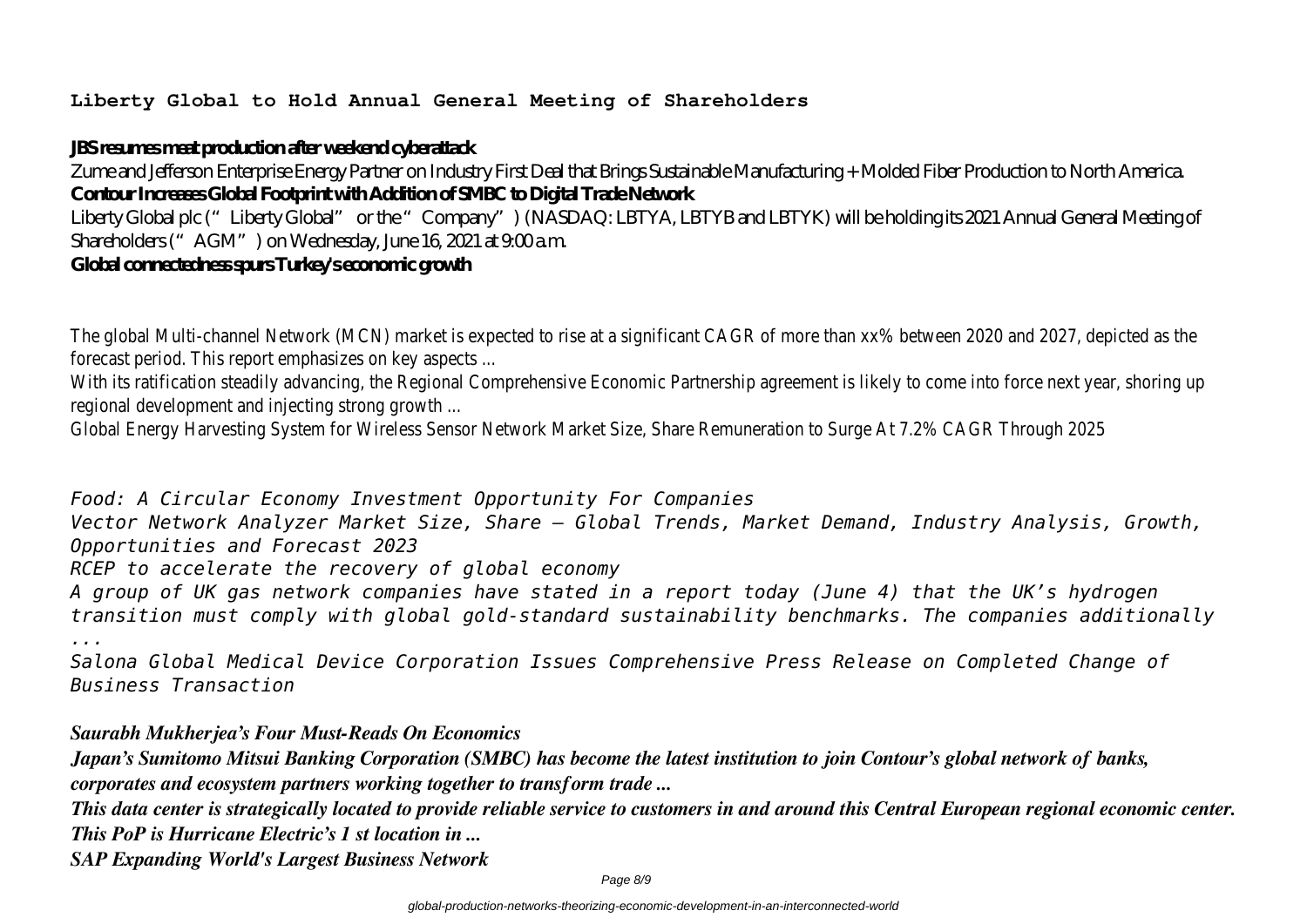**Liberty Global to Hold Annual General Meeting of Shareholders**

**JBS resumes meat production after weekend cyberattack**

Zume and Jefferson Enterprise Energy Partner on Industry First Deal that Brings Sustainable Manufacturing + Molded Fiber Production to North America.

**Contour Increases Global Footprint with Addition of SMBC to Digital Trade Network**

Liberty Global plc ("Liberty Global" or the "Company") (NASDAQ: LBTYA, LBTYB and LBTYK) will be holding its 2021 Annual General Meeting of Shareholders ("AGM") on Wednesday, June 16, 2021 at 9:00 a.m.

**Global connectedness spurs Turkey's economic growth**

The global Multi-channel Network (MCN) market is expected to rise at a significant CAGR of more than xx% between 2020 and 2027, depicted as the forecast period. This report emphasizes on key aspects ...

With its ratification steadily advancing, the Regional Comprehensive Economic Partnership agreement is likely to come into force next year, shoring up regional development and injecting strong growth ...

Global Energy Harvesting System for Wireless Sensor Network Market Size, Share Remuneration to Surge At 7.2% CAGR Through 2025

*Food: A Circular Economy Investment Opportunity For Companies*

*Vector Network Analyzer Market Size, Share – Global Trends, Market Demand, Industry Analysis, Growth, Opportunities and Forecast 2023*

*RCEP to accelerate the recovery of global economy*

*A group of UK gas network companies have stated in a report today (June 4) that the UK's hydrogen transition must comply with global gold-standard sustainability benchmarks. The companies additionally ...*

*Salona Global Medical Device Corporation Issues Comprehensive Press Release on Completed Change of Business Transaction*

***Saurabh Mukherjea's Four Must-Reads On Economics***

***Japan's Sumitomo Mitsui Banking Corporation (SMBC) has become the latest institution to join Contour's global network of banks, corporates and ecosystem partners working together to transform trade ...***

***This data center is strategically located to provide reliable service to customers in and around this Central European regional economic center. This PoP is Hurricane Electric's 1 st location in ...***

***SAP Expanding World's Largest Business Network***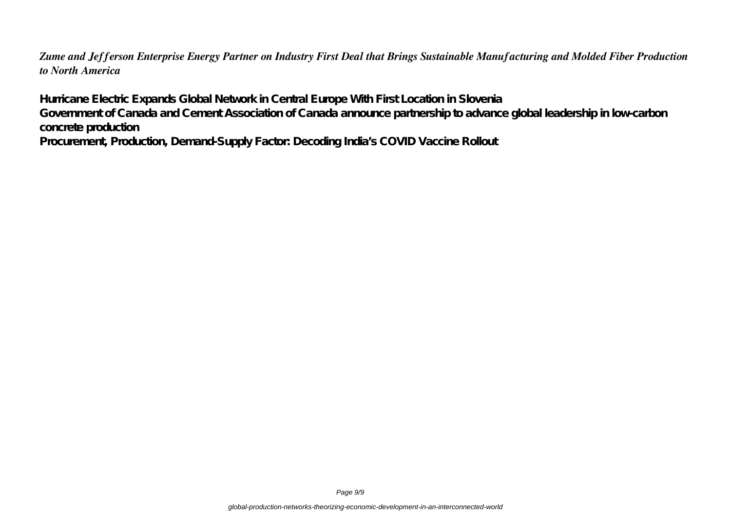***Zume and Jefferson Enterprise Energy Partner on Industry First Deal that Brings Sustainable Manufacturing and Molded Fiber Production to North America***

**Hurricane Electric Expands Global Network in Central Europe With First Location in Slovenia**
**Government of Canada and Cement Association of Canada announce partnership to advance global leadership in low-carbon concrete production**
**Procurement, Production, Demand-Supply Factor: Decoding India's COVID Vaccine Rollout**